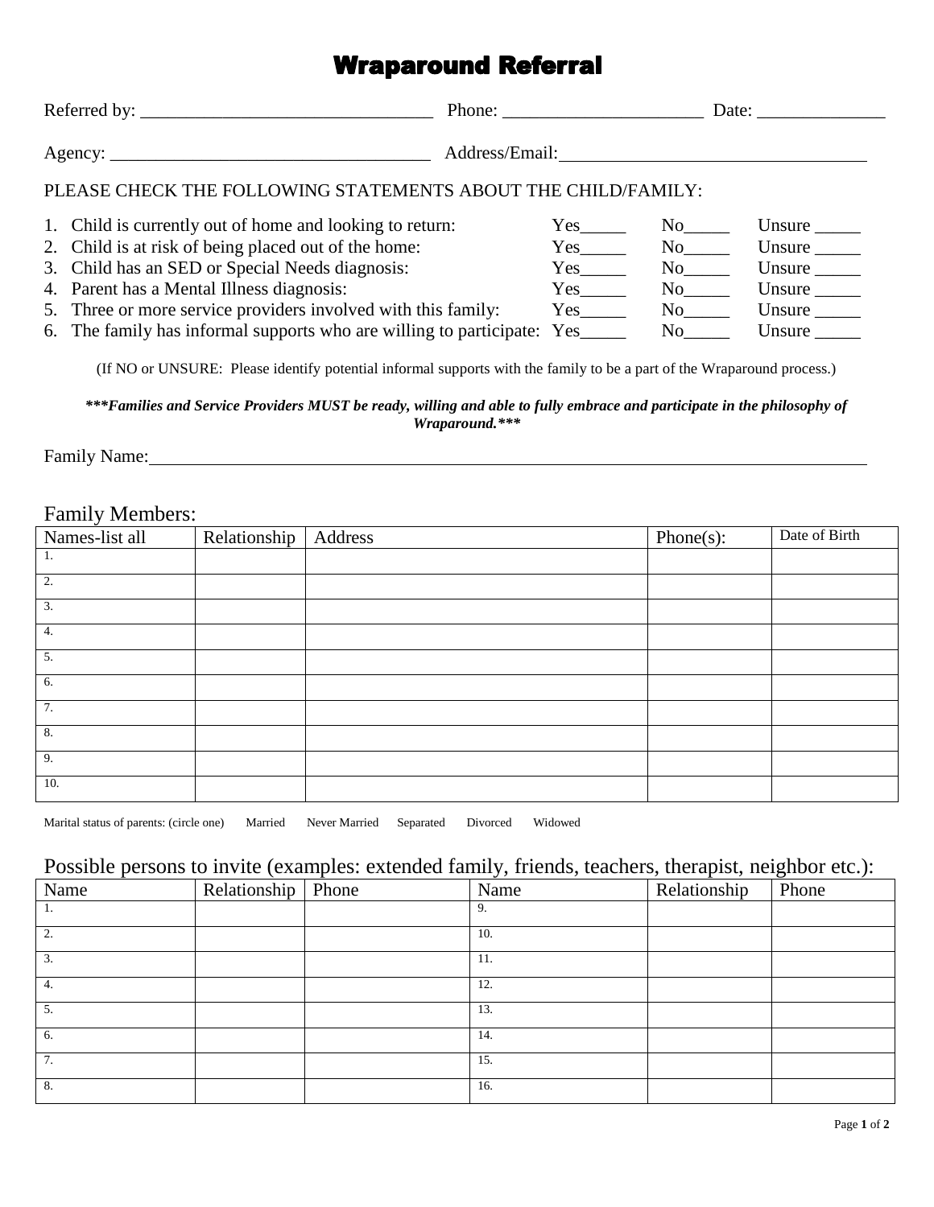# Wraparound Referral

Referred by: ________________________________ Phone: ______________________ Date: ______________

Agency: ___________________________________ Address/Email: ________________________________

PLEASE CHECK THE FOLLOWING STATEMENTS ABOUT THE CHILD/FAMILY:

1. Child is currently out of home and looking to return: Yes_____ No_____ Unsure _____
2. Child is at risk of being placed out of the home: Yes_____ No_____ Unsure _____
3. Child has an SED or Special Needs diagnosis: Yes_____ No_____ Unsure _____
4. Parent has a Mental Illness diagnosis: Yes_____ No_____ Unsure _____
5. Three or more service providers involved with this family: Yes_____ No_____ Unsure _____
6. The family has informal supports who are willing to participate: Yes_____ No_____ Unsure _____

(If NO or UNSURE: Please identify potential informal supports with the family to be a part of the Wraparound process.)

***\*\*\*Families and Service Providers MUST be ready, willing and able to fully embrace and participate in the philosophy of Wraparound.\*\*\****

Family Name: ________________________________________________________________

## Family Members:

| Names-list all | Relationship | Address | Phone(s): | Date of Birth |
|---|---|---|---|---|
| 1. | | | | |
| 2. | | | | |
| 3. | | | | |
| 4. | | | | |
| 5. | | | | |
| 6. | | | | |
| 7. | | | | |
| 8. | | | | |
| 9. | | | | |
| 10. | | | | |

Marital status of parents: (circle one) Married Never Married Separated Divorced Widowed

## Possible persons to invite (examples: extended family, friends, teachers, therapist, neighbor etc.):

| Name | Relationship | Phone | Name | Relationship | Phone |
|---|---|---|---|---|---|
| 1. | | | 9. | | |
| 2. | | | 10. | | |
| 3. | | | 11. | | |
| 4. | | | 12. | | |
| 5. | | | 13. | | |
| 6. | | | 14. | | |
| 7. | | | 15. | | |
| 8. | | | 16. | | |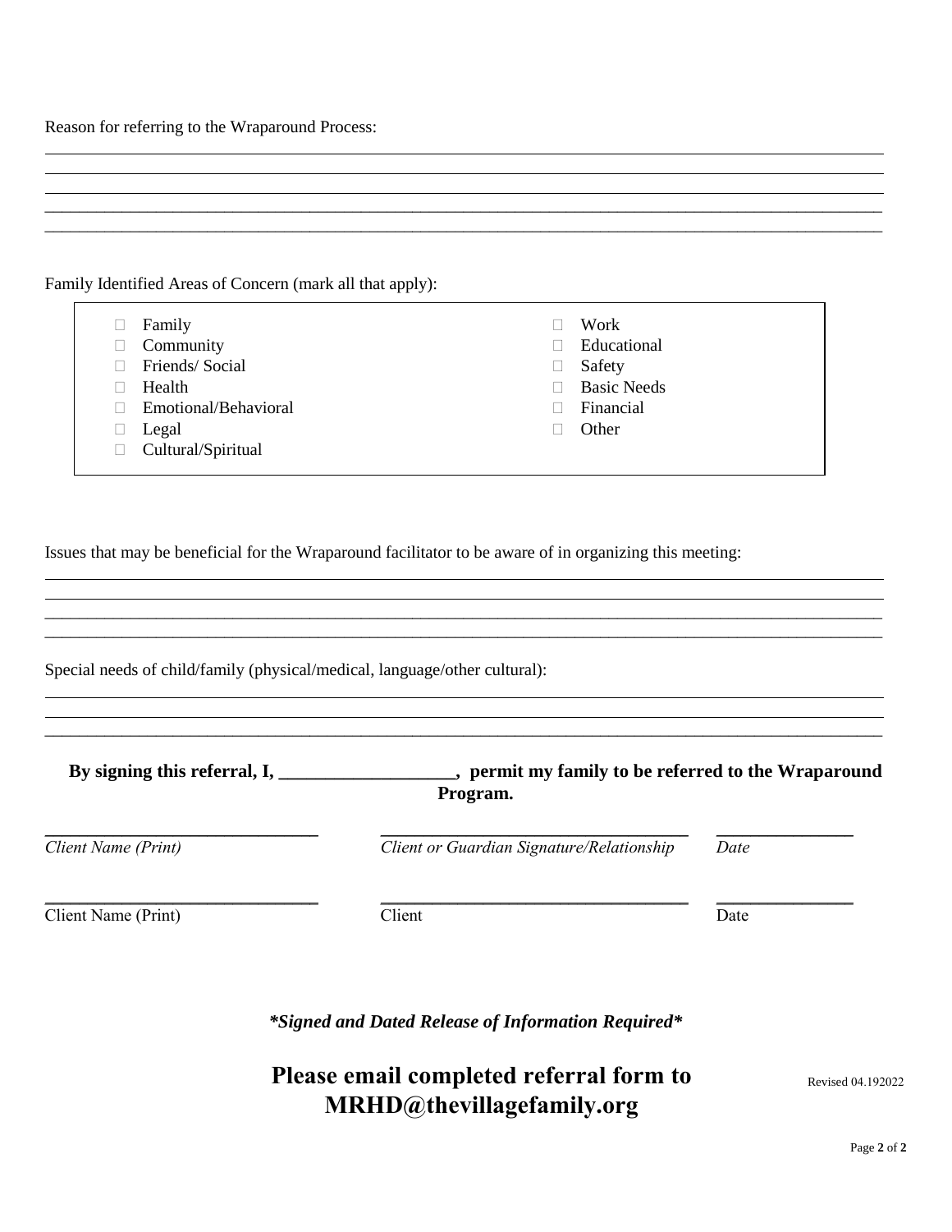Reason for referring to the Wraparound Process:

_______________________________________________________________________________________________
_______________________________________________________________________________________________
_______________________________________________________________________________________________
_______________________________________________________________________________________________
_______________________________________________________________________________________________

Family Identified Areas of Concern (mark all that apply):

- ☐ Family
- ☐ Community
- ☐ Friends/ Social
- ☐ Health
- ☐ Emotional/Behavioral
- ☐ Legal
- ☐ Cultural/Spiritual
- ☐ Work
- ☐ Educational
- ☐ Safety
- ☐ Basic Needs
- ☐ Financial
- ☐ Other

Issues that may be beneficial for the Wraparound facilitator to be aware of in organizing this meeting:

_______________________________________________________________________________________________
_______________________________________________________________________________________________
_______________________________________________________________________________________________
_______________________________________________________________________________________________

Special needs of child/family (physical/medical, language/other cultural):

_______________________________________________________________________________________________
_______________________________________________________________________________________________
_______________________________________________________________________________________________

**By signing this referral, I, ___________________, permit my family to be referred to the Wraparound Program.**

| | | |
|---|---|---|
| ______________________________ | __________________________________ | _______________ |
| *Client Name (Print)* | *Client or Guardian Signature/Relationship* | *Date* |
| ______________________________ | __________________________________ | _______________ |
| Client Name (Print) | Client | Date |

***Signed and Dated Release of Information Required***

**Please email completed referral form to MRHD@thevillagefamily.org**

Revised 04.192022